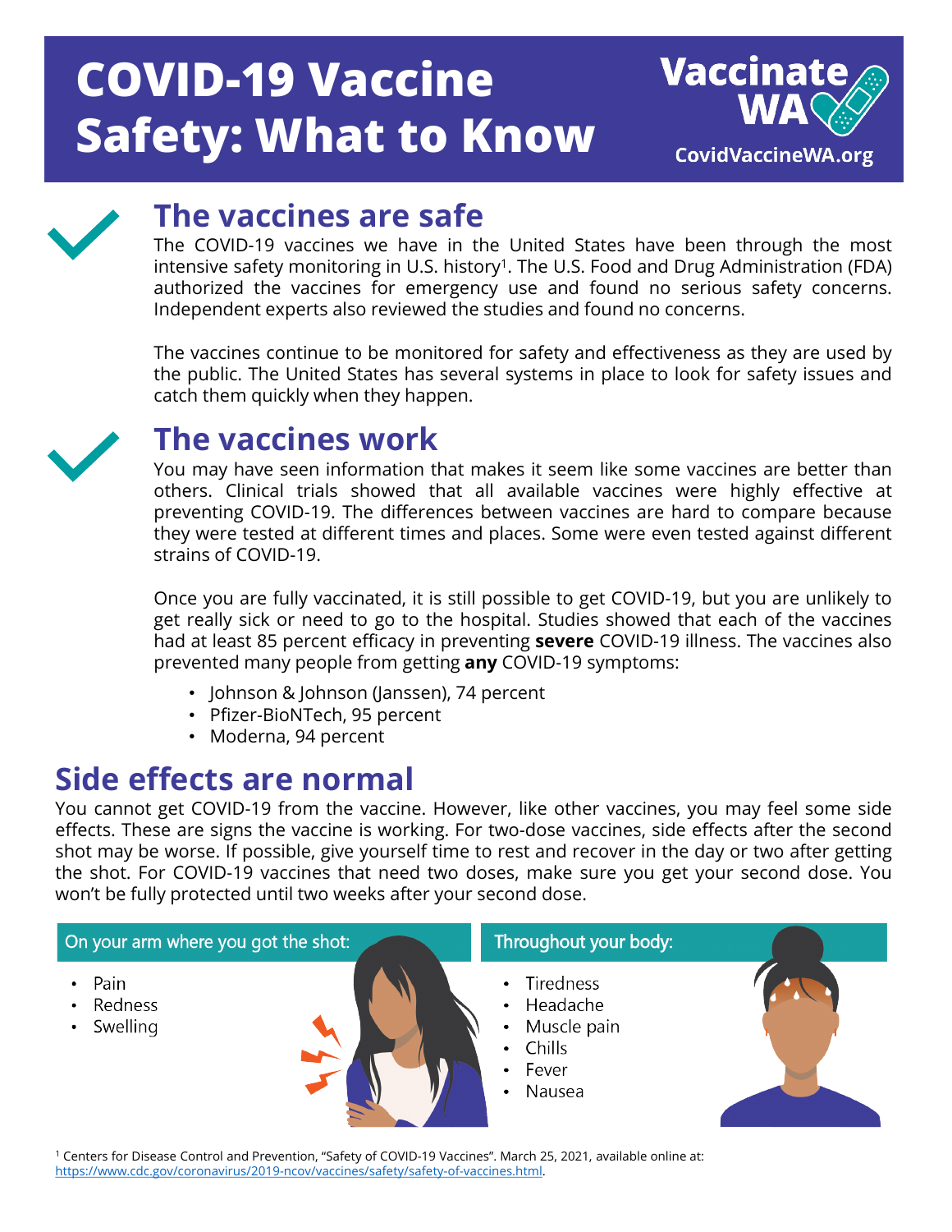# COVID-19 Vaccine Safety: What to Know

Vaccinate WA

CovidVaccineWA.org

## The vaccines are safe

The COVID-19 vaccines we have in the United States have been through the most intensive safety monitoring in U.S. history[1]. The U.S. Food and Drug Administration (FDA) authorized the vaccines for emergency use and found no serious safety concerns. Independent experts also reviewed the studies and found no concerns.

The vaccines continue to be monitored for safety and effectiveness as they are used by the public. The United States has several systems in place to look for safety issues and catch them quickly when they happen.

## The vaccines work

You may have seen information that makes it seem like some vaccines are better than others. Clinical trials showed that all available vaccines were highly effective at preventing COVID-19. The differences between vaccines are hard to compare because they were tested at different times and places. Some were even tested against different strains of COVID-19.

Once you are fully vaccinated, it is still possible to get COVID-19, but you are unlikely to get really sick or need to go to the hospital. Studies showed that each of the vaccines had at least 85 percent efficacy in preventing **severe** COVID-19 illness. The vaccines also prevented many people from getting **any** COVID-19 symptoms:

- Johnson & Johnson (Janssen), 74 percent
- Pfizer-BioNTech, 95 percent
- Moderna, 94 percent

## Side effects are normal

You cannot get COVID-19 from the vaccine. However, like other vaccines, you may feel some side effects. These are signs the vaccine is working. For two-dose vaccines, side effects after the second shot may be worse. If possible, give yourself time to rest and recover in the day or two after getting the shot. For COVID-19 vaccines that need two doses, make sure you get your second dose. You won't be fully protected until two weeks after your second dose.

**On your arm where you got the shot:**

- Pain
- Redness
- Swelling

**Throughout your body:**

- Tiredness
- Headache
- Muscle pain
- Chills
- Fever
- Nausea

[1] Centers for Disease Control and Prevention, "Safety of COVID-19 Vaccines". March 25, 2021, available online at: https://www.cdc.gov/coronavirus/2019-ncov/vaccines/safety/safety-of-vaccines.html.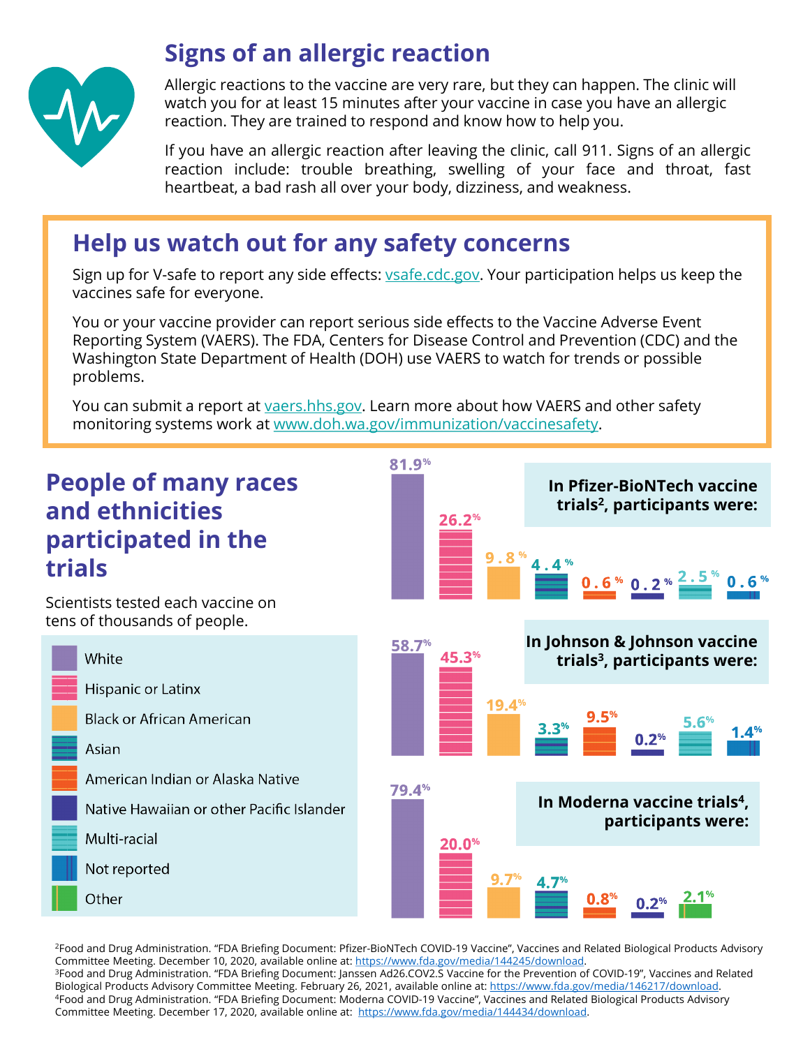## Signs of an allergic reaction

Allergic reactions to the vaccine are very rare, but they can happen. The clinic will watch you for at least 15 minutes after your vaccine in case you have an allergic reaction. They are trained to respond and know how to help you.

If you have an allergic reaction after leaving the clinic, call 911. Signs of an allergic reaction include: trouble breathing, swelling of your face and throat, fast heartbeat, a bad rash all over your body, dizziness, and weakness.

## Help us watch out for any safety concerns

Sign up for V-safe to report any side effects: vsafe.cdc.gov. Your participation helps us keep the vaccines safe for everyone.

You or your vaccine provider can report serious side effects to the Vaccine Adverse Event Reporting System (VAERS). The FDA, Centers for Disease Control and Prevention (CDC) and the Washington State Department of Health (DOH) use VAERS to watch for trends or possible problems.

You can submit a report at vaers.hhs.gov. Learn more about how VAERS and other safety monitoring systems work at www.doh.wa.gov/immunization/vaccinesafety.

## People of many races and ethnicities participated in the trials

Scientists tested each vaccine on tens of thousands of people.

| | In Pfizer-BioNTech vaccine trials[2], participants were: | In Johnson & Johnson vaccine trials[3], participants were: | In Moderna vaccine trials[4], participants were: |
|---|---|---|---|
| White | 81.9% | 58.7% | 79.4% |
| Hispanic or Latinx | 26.2% | 45.3% | 20.0% |
| Black or African American | 9.8% | 19.4% | 9.7% |
| Asian | 4.4% | 3.3% | 4.7% |
| American Indian or Alaska Native | 0.6% | 9.5% | 0.8% |
| Native Hawaiian or other Pacific Islander | 0.2% | 0.2% | 0.2% |
| Multi-racial | 2.5% | 5.6% | |
| Not reported | 0.6% | 1.4% | |
| Other | | | 2.1% |

[2]Food and Drug Administration. "FDA Briefing Document: Pfizer-BioNTech COVID-19 Vaccine", Vaccines and Related Biological Products Advisory Committee Meeting. December 10, 2020, available online at: https://www.fda.gov/media/144245/download.
[3]Food and Drug Administration. "FDA Briefing Document: Janssen Ad26.COV2.S Vaccine for the Prevention of COVID-19", Vaccines and Related Biological Products Advisory Committee Meeting. February 26, 2021, available online at: https://www.fda.gov/media/146217/download.
[4]Food and Drug Administration. "FDA Briefing Document: Moderna COVID-19 Vaccine", Vaccines and Related Biological Products Advisory Committee Meeting. December 17, 2020, available online at: https://www.fda.gov/media/144434/download.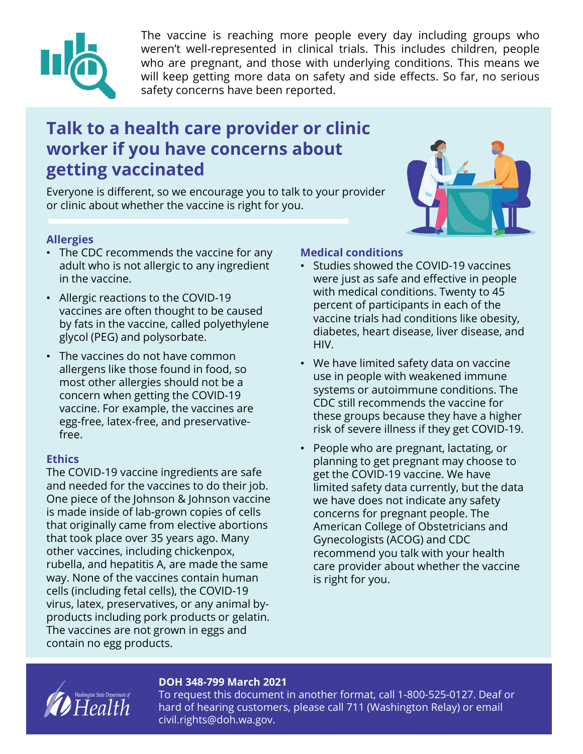The vaccine is reaching more people every day including groups who weren't well-represented in clinical trials. This includes children, people who are pregnant, and those with underlying conditions. This means we will keep getting more data on safety and side effects. So far, no serious safety concerns have been reported.

## Talk to a health care provider or clinic worker if you have concerns about getting vaccinated

Everyone is different, so we encourage you to talk to your provider or clinic about whether the vaccine is right for you.

### Allergies

- The CDC recommends the vaccine for any adult who is not allergic to any ingredient in the vaccine.
- Allergic reactions to the COVID-19 vaccines are often thought to be caused by fats in the vaccine, called polyethylene glycol (PEG) and polysorbate.
- The vaccines do not have common allergens like those found in food, so most other allergies should not be a concern when getting the COVID-19 vaccine. For example, the vaccines are egg-free, latex-free, and preservative-free.

### Ethics

The COVID-19 vaccine ingredients are safe and needed for the vaccines to do their job. One piece of the Johnson & Johnson vaccine is made inside of lab-grown copies of cells that originally came from elective abortions that took place over 35 years ago. Many other vaccines, including chickenpox, rubella, and hepatitis A, are made the same way. None of the vaccines contain human cells (including fetal cells), the COVID-19 virus, latex, preservatives, or any animal by-products including pork products or gelatin. The vaccines are not grown in eggs and contain no egg products.

### Medical conditions

- Studies showed the COVID-19 vaccines were just as safe and effective in people with medical conditions. Twenty to 45 percent of participants in each of the vaccine trials had conditions like obesity, diabetes, heart disease, liver disease, and HIV.
- We have limited safety data on vaccine use in people with weakened immune systems or autoimmune conditions. The CDC still recommends the vaccine for these groups because they have a higher risk of severe illness if they get COVID-19.
- People who are pregnant, lactating, or planning to get pregnant may choose to get the COVID-19 vaccine. We have limited safety data currently, but the data we have does not indicate any safety concerns for pregnant people. The American College of Obstetricians and Gynecologists (ACOG) and CDC recommend you talk with your health care provider about whether the vaccine is right for you.

Washington State Department of Health

**DOH 348-799 March 2021**

To request this document in another format, call 1-800-525-0127. Deaf or hard of hearing customers, please call 711 (Washington Relay) or email civil.rights@doh.wa.gov.